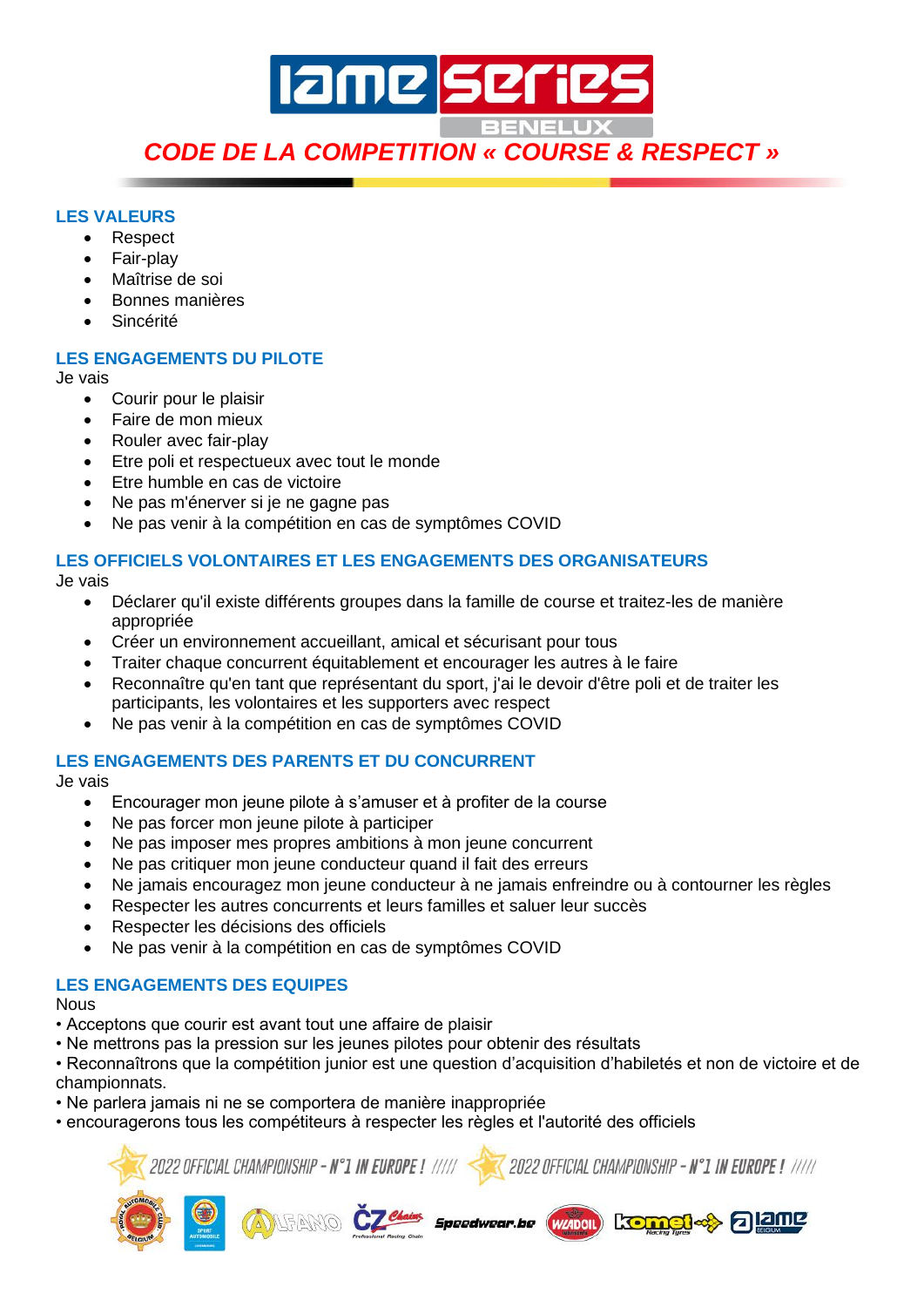# CODE DE LA COMPETITION « COURSE & RESPECT »

## LES VALEURS

- Respect
- Fair-play
- Maîtrise de soi
- Bonnes manières
- Sincérité

## LES ENGAGEMENTS DU PILOTE

Je vais

- Courir pour le plaisir
- Faire de mon mieux
- Rouler avec fair-play
- Etre poli et respectueux avec tout le monde
- Etre humble en cas de victoire
- Ne pas m'énerver si je ne gagne pas
- Ne pas venir à la compétition en cas de symptômes COVID

## LES OFFICIELS VOLONTAIRES ET LES ENGAGEMENTS DES ORGANISATEURS

Je vais

- Déclarer qu'il existe différents groupes dans la famille de course et traitez-les de manière appropriée
- Créer un environnement accueillant, amical et sécurisant pour tous
- Traiter chaque concurrent équitablement et encourager les autres à le faire
- Reconnaître qu'en tant que représentant du sport, j'ai le devoir d'être poli et de traiter les participants, les volontaires et les supporters avec respect
- Ne pas venir à la compétition en cas de symptômes COVID

## LES ENGAGEMENTS DES PARENTS ET DU CONCURRENT

Je vais

- Encourager mon jeune pilote à s'amuser et à profiter de la course
- Ne pas forcer mon jeune pilote à participer
- Ne pas imposer mes propres ambitions à mon jeune concurrent
- Ne pas critiquer mon jeune conducteur quand il fait des erreurs
- Ne jamais encouragez mon jeune conducteur à ne jamais enfreindre ou à contourner les règles
- Respecter les autres concurrents et leurs familles et saluer leur succès
- Respecter les décisions des officiels
- Ne pas venir à la compétition en cas de symptômes COVID

## LES ENGAGEMENTS DES EQUIPES

Nous

- Acceptons que courir est avant tout une affaire de plaisir
- Ne mettrons pas la pression sur les jeunes pilotes pour obtenir des résultats
- Reconnaîtrons que la compétition junior est une question d'acquisition d'habiletés et non de victoire et de championnats.
- Ne parlera jamais ni ne se comportera de manière inappropriée
- encouragerons tous les compétiteurs à respecter les règles et l'autorité des officiels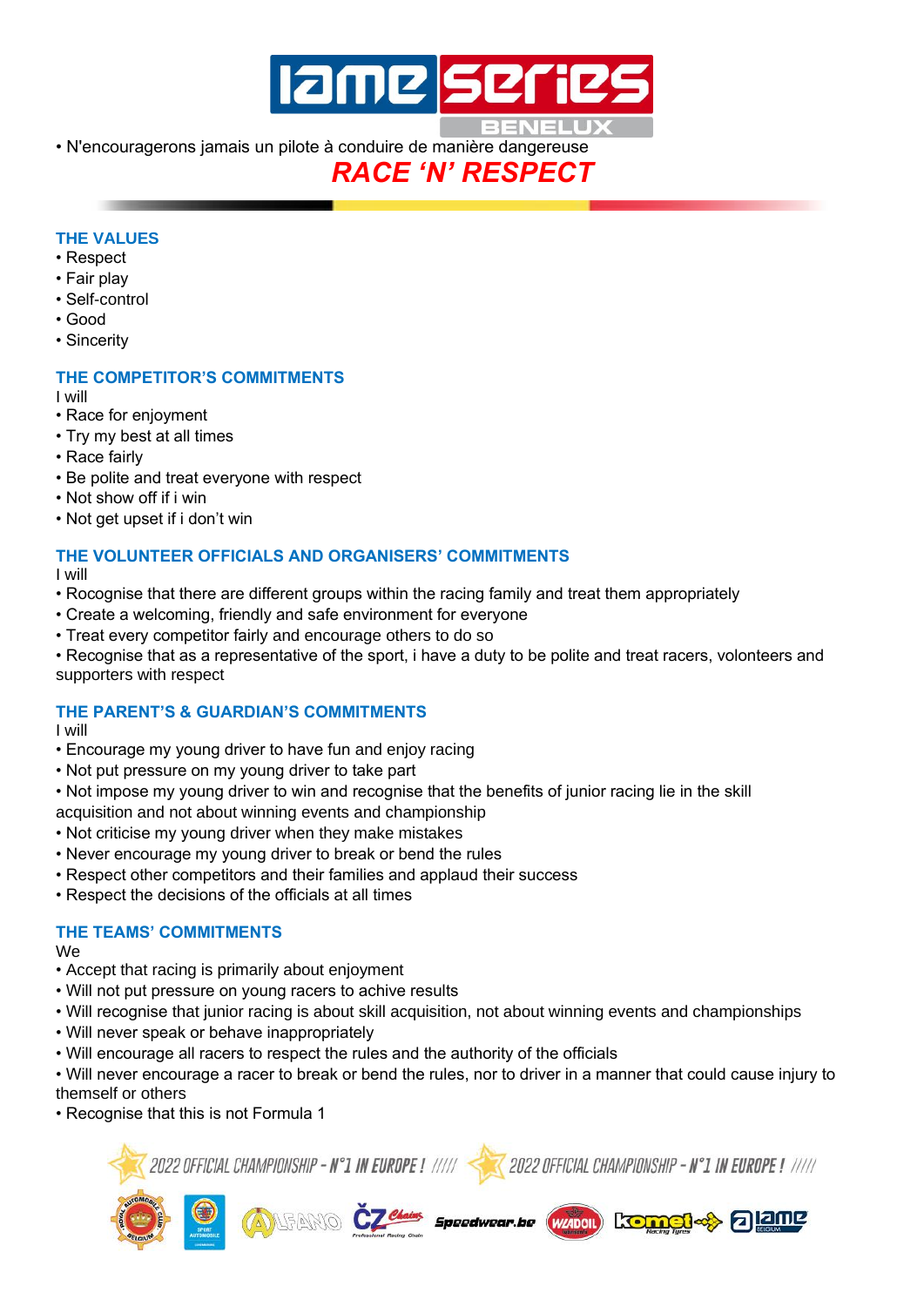• N'encouragerons jamais un pilote à conduire de manière dangereuse

# RACE 'N' RESPECT

## THE VALUES

- Respect
- Fair play
- Self-control
- Good
- Sincerity

## THE COMPETITOR'S COMMITMENTS

I will

- Race for enjoyment
- Try my best at all times
- Race fairly
- Be polite and treat everyone with respect
- Not show off if i win
- Not get upset if i don't win

## THE VOLUNTEER OFFICIALS AND ORGANISERS' COMMITMENTS

I will

- Rocognise that there are different groups within the racing family and treat them appropriately
- Create a welcoming, friendly and safe environment for everyone
- Treat every competitor fairly and encourage others to do so
- Recognise that as a representative of the sport, i have a duty to be polite and treat racers, volonteers and supporters with respect

## THE PARENT'S & GUARDIAN'S COMMITMENTS

I will

- Encourage my young driver to have fun and enjoy racing
- Not put pressure on my young driver to take part
- Not impose my young driver to win and recognise that the benefits of junior racing lie in the skill acquisition and not about winning events and championship
- Not criticise my young driver when they make mistakes
- Never encourage my young driver to break or bend the rules
- Respect other competitors and their families and applaud their success
- Respect the decisions of the officials at all times

## THE TEAMS' COMMITMENTS

We

- Accept that racing is primarily about enjoyment
- Will not put pressure on young racers to achive results
- Will recognise that junior racing is about skill acquisition, not about winning events and championships
- Will never speak or behave inappropriately
- Will encourage all racers to respect the rules and the authority of the officials
- Will never encourage a racer to break or bend the rules, nor to driver in a manner that could cause injury to themself or others
- Recognise that this is not Formula 1

2022 OFFICIAL CHAMPIONSHIP - N°1 IN EUROPE ! ///// 2022 OFFICIAL CHAMPIONSHIP - N°1 IN EUROPE ! /////